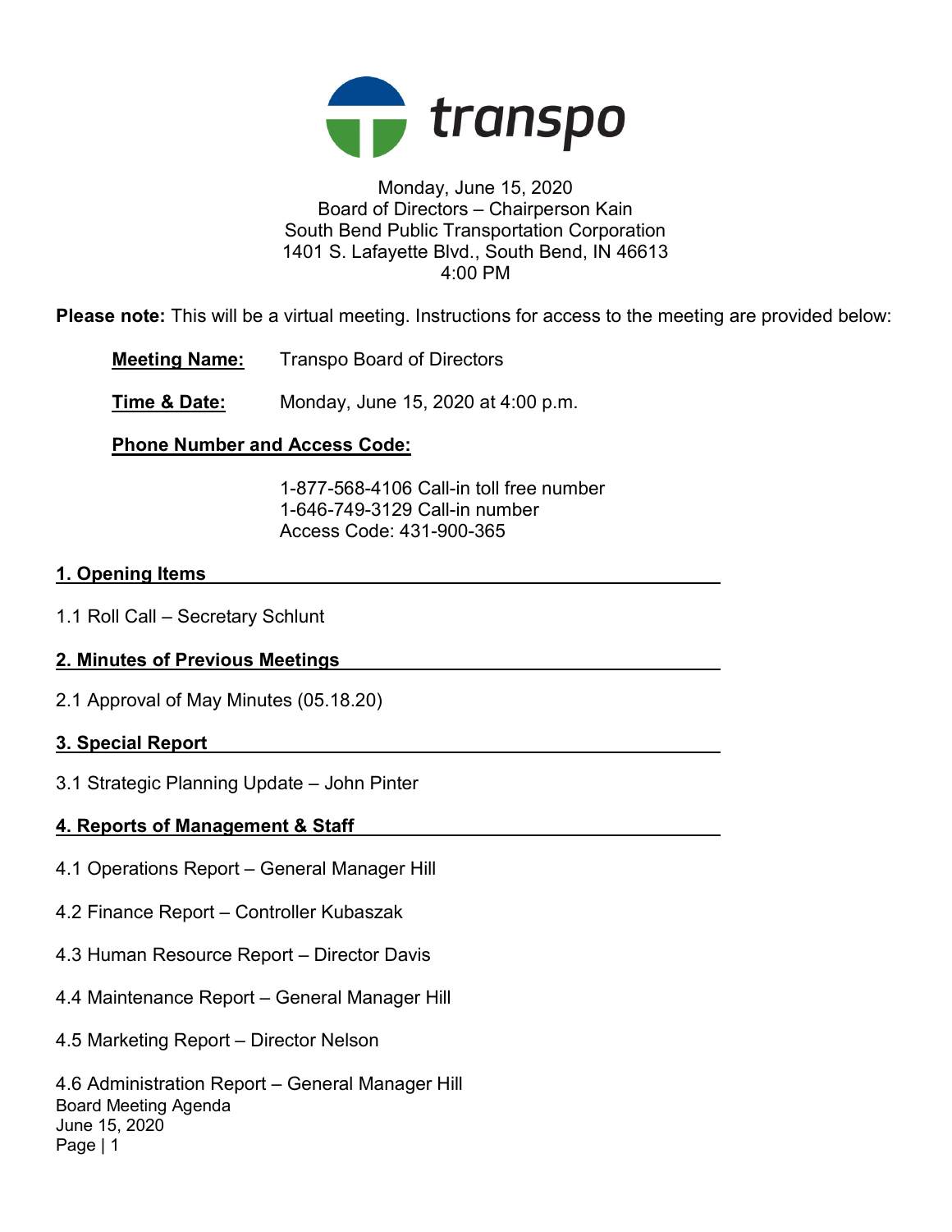transpo

Monday, June 15, 2020
Board of Directors – Chairperson Kain
South Bend Public Transportation Corporation
1401 S. Lafayette Blvd., South Bend, IN 46613
4:00 PM

**Please note:** This will be a virtual meeting. Instructions for access to the meeting are provided below:

**Meeting Name:** Transpo Board of Directors

**Time & Date:** Monday, June 15, 2020 at 4:00 p.m.

**Phone Number and Access Code:**

1-877-568-4106 Call-in toll free number
1-646-749-3129 Call-in number
Access Code: 431-900-365

## 1. Opening Items

1.1 Roll Call – Secretary Schlunt

## 2. Minutes of Previous Meetings

2.1 Approval of May Minutes (05.18.20)

## 3. Special Report

3.1 Strategic Planning Update – John Pinter

## 4. Reports of Management & Staff

4.1 Operations Report – General Manager Hill

4.2 Finance Report – Controller Kubaszak

4.3 Human Resource Report – Director Davis

4.4 Maintenance Report – General Manager Hill

4.5 Marketing Report – Director Nelson

4.6 Administration Report – General Manager Hill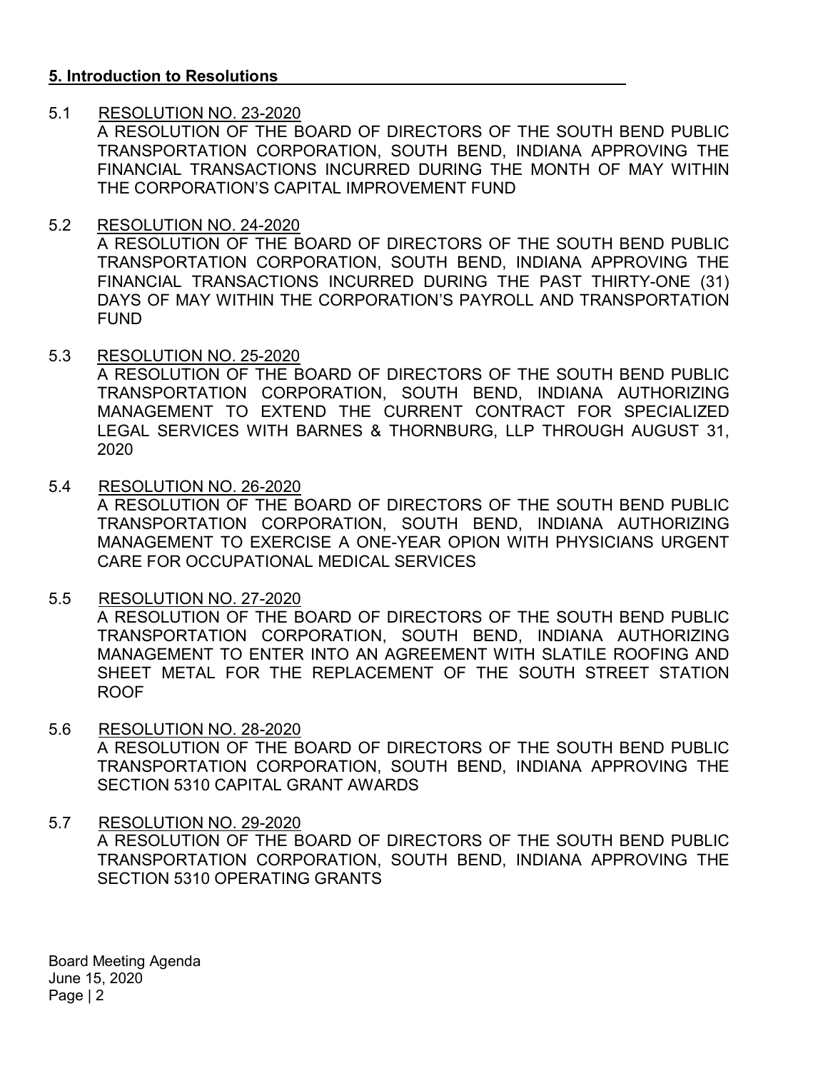## 5. Introduction to Resolutions

5.1 RESOLUTION NO. 23-2020
A RESOLUTION OF THE BOARD OF DIRECTORS OF THE SOUTH BEND PUBLIC TRANSPORTATION CORPORATION, SOUTH BEND, INDIANA APPROVING THE FINANCIAL TRANSACTIONS INCURRED DURING THE MONTH OF MAY WITHIN THE CORPORATION'S CAPITAL IMPROVEMENT FUND

5.2 RESOLUTION NO. 24-2020
A RESOLUTION OF THE BOARD OF DIRECTORS OF THE SOUTH BEND PUBLIC TRANSPORTATION CORPORATION, SOUTH BEND, INDIANA APPROVING THE FINANCIAL TRANSACTIONS INCURRED DURING THE PAST THIRTY-ONE (31) DAYS OF MAY WITHIN THE CORPORATION'S PAYROLL AND TRANSPORTATION FUND

5.3 RESOLUTION NO. 25-2020
A RESOLUTION OF THE BOARD OF DIRECTORS OF THE SOUTH BEND PUBLIC TRANSPORTATION CORPORATION, SOUTH BEND, INDIANA AUTHORIZING MANAGEMENT TO EXTEND THE CURRENT CONTRACT FOR SPECIALIZED LEGAL SERVICES WITH BARNES & THORNBURG, LLP THROUGH AUGUST 31, 2020

5.4 RESOLUTION NO. 26-2020
A RESOLUTION OF THE BOARD OF DIRECTORS OF THE SOUTH BEND PUBLIC TRANSPORTATION CORPORATION, SOUTH BEND, INDIANA AUTHORIZING MANAGEMENT TO EXERCISE A ONE-YEAR OPION WITH PHYSICIANS URGENT CARE FOR OCCUPATIONAL MEDICAL SERVICES

5.5 RESOLUTION NO. 27-2020
A RESOLUTION OF THE BOARD OF DIRECTORS OF THE SOUTH BEND PUBLIC TRANSPORTATION CORPORATION, SOUTH BEND, INDIANA AUTHORIZING MANAGEMENT TO ENTER INTO AN AGREEMENT WITH SLATILE ROOFING AND SHEET METAL FOR THE REPLACEMENT OF THE SOUTH STREET STATION ROOF

5.6 RESOLUTION NO. 28-2020
A RESOLUTION OF THE BOARD OF DIRECTORS OF THE SOUTH BEND PUBLIC TRANSPORTATION CORPORATION, SOUTH BEND, INDIANA APPROVING THE SECTION 5310 CAPITAL GRANT AWARDS

5.7 RESOLUTION NO. 29-2020
A RESOLUTION OF THE BOARD OF DIRECTORS OF THE SOUTH BEND PUBLIC TRANSPORTATION CORPORATION, SOUTH BEND, INDIANA APPROVING THE SECTION 5310 OPERATING GRANTS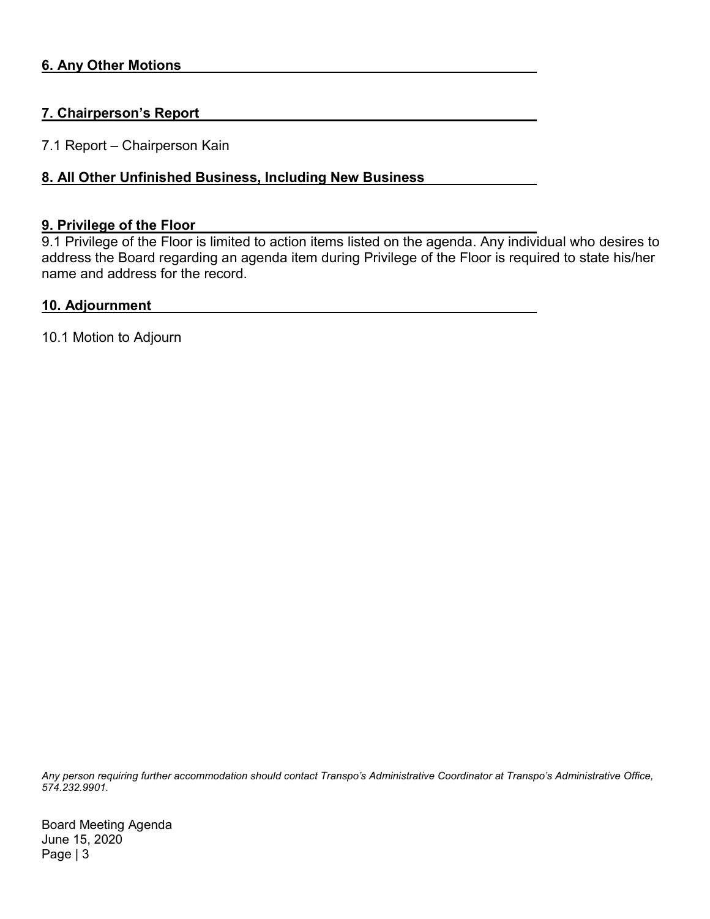**6. Any Other Motions**

**7. Chairperson's Report**

7.1 Report – Chairperson Kain

**8. All Other Unfinished Business, Including New Business**

**9. Privilege of the Floor**

9.1 Privilege of the Floor is limited to action items listed on the agenda. Any individual who desires to address the Board regarding an agenda item during Privilege of the Floor is required to state his/her name and address for the record.

**10. Adjournment**

10.1 Motion to Adjourn

*Any person requiring further accommodation should contact Transpo's Administrative Coordinator at Transpo's Administrative Office, 574.232.9901.*